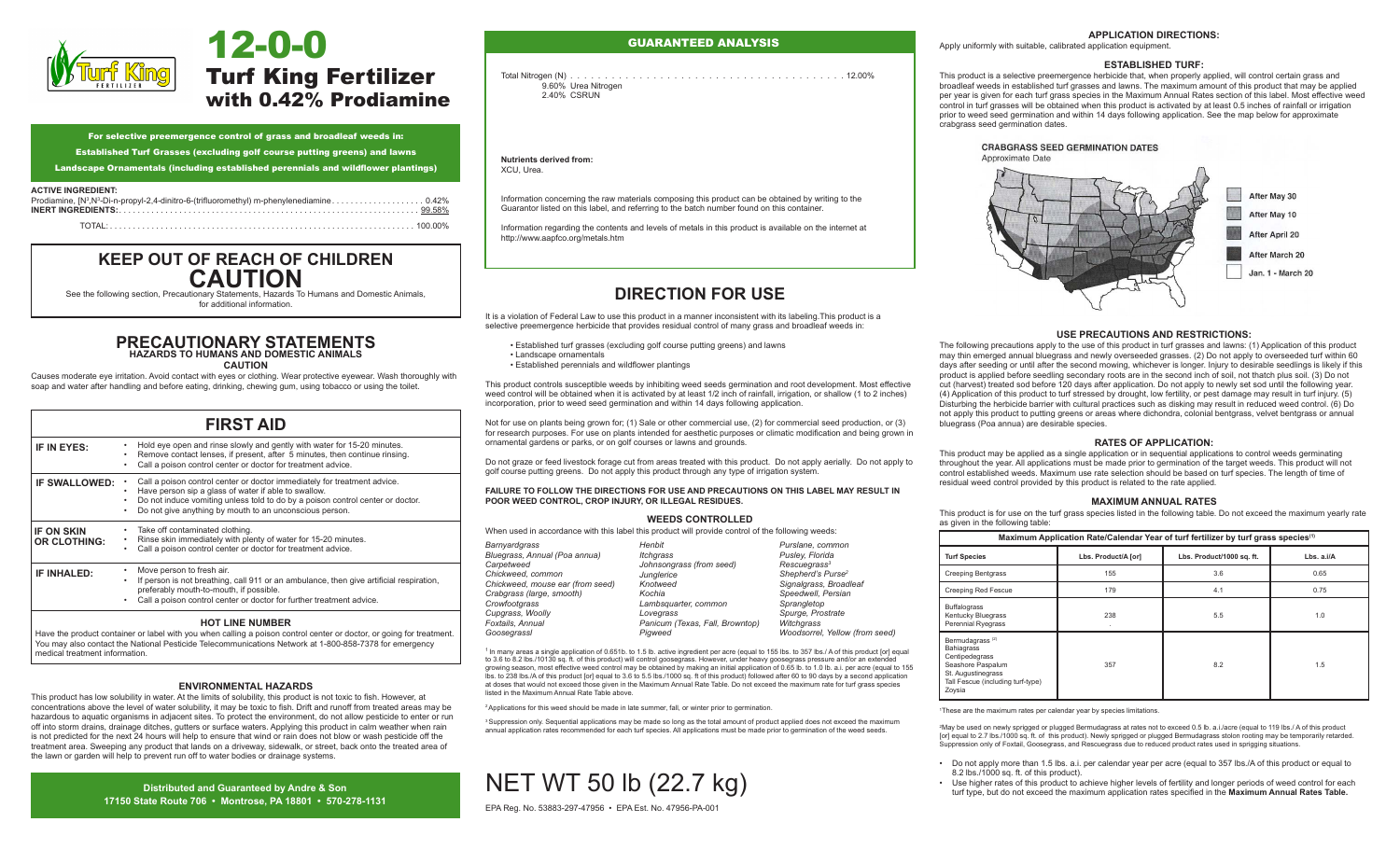# 12-0-0

## Turf King Fertilizer with 0.42% Prodiamine

**For selective preemergence control of grass and broadleaf weeds in:**

**Established Turf Grasses (excluding golf course putting greens) and lawns**

**Landscape Ornamentals (including established perennials and wildflower plantings)**

**ACTIVE INGREDIENT:**

Prodiamine, [N³,N³-Di-n-propyl-2,4-dinitro-6-(trifluoromethyl) m-phenylenediamine . . . . . . . . . . . . . . . . . . . 0.42%

**INERT INGREDIENTS:** . . . . . . . . . . . . . . . . . . . . . . . . . . . . . . . . . . . . . . . . . . . . . . . . . . . . . . . . . . . . 99.58%

TOTAL: . . . . . . . . . . . . . . . . . . . . . . . . . . . . . . . . . . . . . . . . . . . . . . . . . . . . . . . . . . . . . . . . . . . . 100.00%

## KEEP OUT OF REACH OF CHILDREN

## CAUTION

See the following section, Precautionary Statements, Hazards To Humans and Domestic Animals, for additional information.

## PRECAUTIONARY STATEMENTS

### HAZARDS TO HUMANS AND DOMESTIC ANIMALS

**CAUTION**

Causes moderate eye irritation. Avoid contact with eyes or clothing. Wear protective eyewear. Wash thoroughly with soap and water after handling and before eating, drinking, chewing gum, using tobacco or using the toilet.

## FIRST AID

| | |
|---|---|
| **IF IN EYES:** | • Hold eye open and rinse slowly and gently with water for 15-20 minutes. • Remove contact lenses, if present, after 5 minutes, then continue rinsing. • Call a poison control center or doctor for treatment advice. |
| **IF SWALLOWED:** | • Call a poison control center or doctor immediately for treatment advice. • Have person sip a glass of water if able to swallow. • Do not induce vomiting unless told to do by a poison control center or doctor. • Do not give anything by mouth to an unconscious person. |
| **IF ON SKIN OR CLOTHING:** | • Take off contaminated clothing. • Rinse skin immediately with plenty of water for 15-20 minutes. • Call a poison control center or doctor for treatment advice. |
| **IF INHALED:** | • Move person to fresh air. • If person is not breathing, call 911 or an ambulance, then give artificial respiration, preferably mouth-to-mouth, if possible. • Call a poison control center or doctor for further treatment advice. |

**HOT LINE NUMBER**

Have the product container or label with you when calling a poison control center or doctor, or going for treatment. You may also contact the National Pesticide Telecommunications Network at 1-800-858-7378 for emergency medical treatment information.

### ENVIRONMENTAL HAZARDS

This product has low solubility in water. At the limits of solubility, this product is not toxic to fish. However, at concentrations above the level of water solubility, it may be toxic to fish. Drift and runoff from treated areas may be hazardous to aquatic organisms in adjacent sites. To protect the environment, do not allow pesticide to enter or run off into storm drains, drainage ditches, gutters or surface waters. Applying this product in calm weather when rain is not predicted for the next 24 hours will help to ensure that wind or rain does not blow or wash pesticide off the treatment area. Sweeping any product that lands on a driveway, sidewalk, or street, back onto the treated area of the lawn or garden will help to prevent run off to water bodies or drainage systems.

**Distributed and Guaranteed by Andre & Son**
**17150 State Route 706 • Montrose, PA 18801 • 570-278-1131**

## GUARANTEED ANALYSIS

Total Nitrogen (N) . . . . . . . . . . . . . . . . . . . . . . . . . . . . . . . . . . . . . . . . . 12.00%
9.60% Urea Nitrogen
2.40% CSRUN

**Nutrients derived from:**
XCU, Urea.

Information concerning the raw materials composing this product can be obtained by writing to the Guarantor listed on this label, and referring to the batch number found on this container.

Information regarding the contents and levels of metals in this product is available on the internet at http://www.aapfco.org/metals.htm

## DIRECTION FOR USE

It is a violation of Federal Law to use this product in a manner inconsistent with its labeling.This product is a selective preemergence herbicide that provides residual control of many grass and broadleaf weeds in:

- Established turf grasses (excluding golf course putting greens) and lawns
- Landscape ornamentals
- Established perennials and wildflower plantings

This product controls susceptible weeds by inhibiting weed seeds germination and root development. Most effective weed control will be obtained when it is activated by at least 1/2 inch of rainfall, irrigation, or shallow (1 to 2 inches) incorporation, prior to weed seed germination and within 14 days following application.

Not for use on plants being grown for; (1) Sale or other commercial use, (2) for commercial seed production, or (3) for research purposes. For use on plants intended for aesthetic purposes or climatic modification and being grown in ornamental gardens or parks, or on golf courses or lawns and grounds.

Do not graze or feed livestock forage cut from areas treated with this product. Do not apply aerially. Do not apply to golf course putting greens. Do not apply this product through any type of irrigation system.

**FAILURE TO FOLLOW THE DIRECTIONS FOR USE AND PRECAUTIONS ON THIS LABEL MAY RESULT IN POOR WEED CONTROL, CROP INJURY, OR ILLEGAL RESIDUES.**

### WEEDS CONTROLLED

When used in accordance with this label this product will provide control of the following weeds:

| | | |
|---|---|---|
| *Barnyardgrass* | *Henbit* | *Purslane, common* |
| *Bluegrass, Annual (Poa annua)* | *Itchgrass* | *Pusley, Florida* |
| *Carpetweed* | *Johnsongrass (from seed)* | *Rescuegrass[3]* |
| *Chickweed, common* | *Junglerice* | *Shepherd's Purse[2]* |
| *Chickweed, mouse ear (from seed)* | *Knotweed* | *Signalgrass, Broadleaf* |
| *Crabgrass (large, smooth)* | *Kochia* | *Speedwell, Persian* |
| *Crowfootgrass* | *Lambsquarter, common* | *Sprangletop* |
| *Cupgrass, Woolly* | *Lovegrass* | *Spurge, Prostrate* |
| *Foxtails, Annual* | *Panicum (Texas, Fall, Browntop)* | *Witchgrass* |
| *Goosegrassl* | *Pigweed* | *Woodsorrel, Yellow (from seed)* |

[1] In many areas a single application of 0.651b. to 1.5 lb. active ingredient per acre (equal to 155 lbs. to 357 lbs./ A of this product [or] equal to 3.6 to 8.2 lbs./10130 sq. ft. of this product) will control goosegrass. However, under heavy goosegrass pressure and/or an extended growing season, most effective weed control may be obtained by making an initial application of 0.65 lb. to 1.0 lb. a.i. per acre (equal to 155 lbs. to 238 lbs./A of this product [or] equal to 3.6 to 5.5 lbs./1000 sq. ft of this product) followed after 60 to 90 days by a second application at doses that would not exceed those given in the Maximum Annual Rate Table. Do not exceed the maximum rate for turf grass species listed in the Maximum Annual Rate Table above.

[2] Applications for this weed should be made in late summer, fall, or winter prior to germination.

[3] Suppression only. Sequential applications may be made so long as the total amount of product applied does not exceed the maximum annual application rates recommended for each turf species. All applications must be made prior to germination of the weed seeds.

# NET WT 50 lb (22.7 kg)

EPA Reg. No. 53883-297-47956 • EPA Est. No. 47956-PA-001

### APPLICATION DIRECTIONS:

Apply uniformly with suitable, calibrated application equipment.

### ESTABLISHED TURF:

This product is a selective preemergence herbicide that, when properly applied, will control certain grass and broadleaf weeds in established turf grasses and lawns. The maximum amount of this product that may be applied per year is given for each turf grass species in the Maximum Annual Rates section of this label. Most effective weed control in turf grasses will be obtained when this product is activated by at least 0.5 inches of rainfall or irrigation prior to weed seed germination and within 14 days following application. See the map below for approximate crabgrass seed germination dates.

**CRABGRASS SEED GERMINATION DATES**
Approximate Date

- After May 30
- After May 10
- After April 20
- After March 20
- Jan. 1 - March 20

### USE PRECAUTIONS AND RESTRICTIONS:

The following precautions apply to the use of this product in turf grasses and lawns: (1) Application of this product may thin emerged annual bluegrass and newly overseeded grasses. (2) Do not apply to overseeded turf within 60 days after seeding or until after the second mowing, whichever is longer. Injury to desirable seedlings is likely if this product is applied before seedling secondary roots are in the second inch of soil, not thatch plus soil. (3) Do not cut (harvest) treated sod before 120 days after application. Do not apply to newly set sod until the following year. (4) Application of this product to turf stressed by drought, low fertility, or pest damage may result in turf injury. (5) Disturbing the herbicide barrier with cultural practices such as disking may result in reduced weed control. (6) Do not apply this product to putting greens or areas where dichondra, colonial bentgrass, velvet bentgrass or annual bluegrass (Poa annua) are desirable species.

### RATES OF APPLICATION:

This product may be applied as a single application or in sequential applications to control weeds germinating throughout the year. All applications must be made prior to germination of the target weeds. This product will not control established weeds. Maximum use rate selection should be based on turf species. The length of time of residual weed control provided by this product is related to the rate applied.

### MAXIMUM ANNUAL RATES

This product is for use on the turf grass species listed in the following table. Do not exceed the maximum yearly rate as given in the following table:

**Maximum Application Rate/Calendar Year of turf fertilizer by turf grass species[1]**

| Turf Species | Lbs. Product/A [or] | Lbs. Product/1000 sq. ft. | Lbs. a.i/A |
|---|---|---|---|
| Creeping Bentgrass | 155 | 3.6 | 0.65 |
| Creeping Red Fescue | 179 | 4.1 | 0.75 |
| Buffalograss, Kentucky Bluegrass, Perennial Ryegrass | 238 | 5.5 | 1.0 |
| Bermudagrass [2], Bahiagrass, Centipedegrass, Seashore Paspalum, St. Augustinegrass, Tall Fescue (including turf-type), Zoysia | 357 | 8.2 | 1.5 |

[1] These are the maximum rates per calendar year by species limitations.

[2] May be used on newly sprigged or plugged Bermudagrass at rates not to exceed 0.5 lb. a.i./acre (equal to 119 lbs./ A of this product [or] equal to 2.7 lbs./1000 sq. ft. of this product). Newly sprigged or plugged Bermudagrass stolon rooting may be temporarily retarded. Suppression only of Foxtail, Goosegrass, and Rescuegrass due to reduced product rates used in sprigging situations.

- Do not apply more than 1.5 lbs. a.i. per calendar year per acre (equal to 357 lbs./A of this product or equal to 8.2 lbs./1000 sq. ft. of this product).
- Use higher rates of this product to achieve higher levels of fertility and longer periods of weed control for each turf type, but do not exceed the maximum application rates specified in the **Maximum Annual Rates Table.**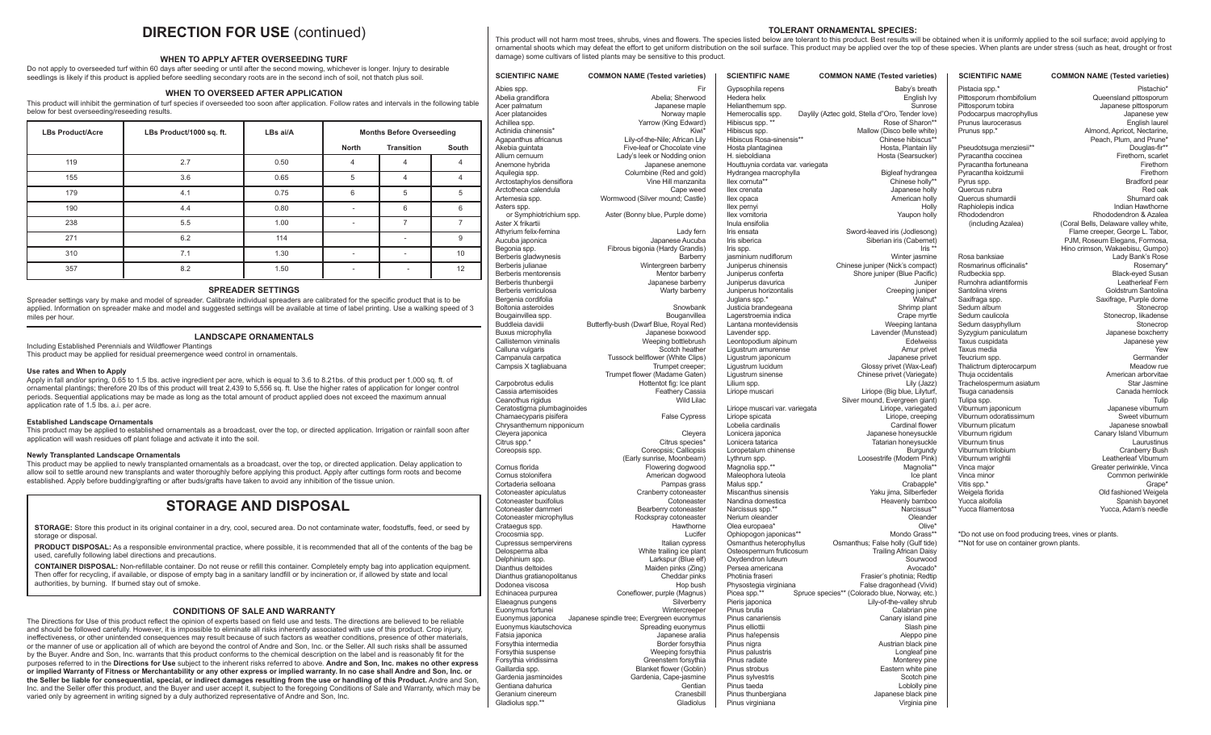# DIRECTION FOR USE (continued)

## WHEN TO APPLY AFTER OVERSEEDING TURF

Do not apply to overseeded turf within 60 days after seeding or until after the second mowing, whichever is longer. Injury to desirable seedlings is likely if this product is applied before seedling secondary roots are in the second inch of soil, not thatch plus soil.

## WHEN TO OVERSEED AFTER APPLICATION

This product will inhibit the germination of turf species if overseeded too soon after application. Follow rates and intervals in the following table below for best overseeding/reseeding results.

| LBs Product/Acre | LBs Product/1000 sq. ft. | LBs ai/A | Months Before Overseeding | | |
|---|---|---|---|---|---|
| | | | North | Transition | South |
| 119 | 2.7 | 0.50 | 4 | 4 | 4 |
| 155 | 3.6 | 0.65 | 5 | 4 | 4 |
| 179 | 4.1 | 0.75 | 6 | 5 | 5 |
| 190 | 4.4 | 0.80 | - | 6 | 6 |
| 238 | 5.5 | 1.00 | - | 7 | 7 |
| 271 | 6.2 | 114 | | - | 9 |
| 310 | 7.1 | 1.30 | - | - | 10 |
| 357 | 8.2 | 1.50 | - | - | 12 |

## SPREADER SETTINGS

Spreader settings vary by make and model of spreader. Calibrate individual spreaders are calibrated for the specific product that is to be applied. Information on spreader make and model and suggested settings will be available at time of label printing. Use a walking speed of 3 miles per hour.

## LANDSCAPE ORNAMENTALS

Including Established Perennials and Wildflower Plantings

This product may be applied for residual preemergence weed control in ornamentals.

**Use rates and When to Apply**

Apply in fall and/or spring, 0.65 to 1.5 lbs. active ingredient per acre, which is equal to 3.6 to 8.21bs. of this product per 1,000 sq. ft. of ornamental plantings; therefore 20 lbs of this product will treat 2,439 to 5,556 sq. ft. Use the higher rates of application for longer control periods. Sequential applications may be made as long as the total amount of product applied does not exceed the maximum annual application rate of 1.5 lbs. a.i. per acre.

**Established Landscape Ornamentals**

This product may be applied to established ornamentals as a broadcast, over the top, or directed application. Irrigation or rainfall soon after application will wash residues off plant foliage and activate it into the soil.

**Newly Transplanted Landscape Ornamentals**

This product may be applied to newly transplanted ornamentals as a broadcast, over the top, or directed application. Delay application to allow soil to settle around new transplants and water thoroughly before applying this product. Apply after cuttings form roots and become established. Apply before budding/grafting or after buds/grafts have taken to avoid any inhibition of the tissue union.

# STORAGE AND DISPOSAL

**STORAGE:** Store this product in its original container in a dry, cool, secured area. Do not contaminate water, foodstuffs, feed, or seed by storage or disposal.

**PRODUCT DISPOSAL:** As a responsible environmental practice, where possible, it is recommended that all of the contents of the bag be used, carefully following label directions and precautions.

**CONTAINER DISPOSAL:** Non-refillable container. Do not reuse or refill this container. Completely empty bag into application equipment. Then offer for recycling, if available, or dispose of empty bag in a sanitary landfill or by incineration or, if allowed by state and local authorities, by burning. If burned stay out of smoke.

## CONDITIONS OF SALE AND WARRANTY

The Directions for Use of this product reflect the opinion of experts based on field use and tests. The directions are believed to be reliable and should be followed carefully. However, it is impossible to eliminate all risks inherently associated with use of this product. Crop injury, ineffectiveness, or other unintended consequences may result because of such factors as weather conditions, presence of other materials, or the manner of use or application all of which are beyond the control of Andre and Son, Inc. or the Seller. All such risks shall be assumed by the Buyer. Andre and Son, Inc. warrants that this product conforms to the chemical description on the label and is reasonably fit for the purposes referred to in the **Directions for Use** subject to the inherent risks referred to above. **Andre and Son, Inc. makes no other express or implied Warranty of Fitness or Merchantability or any other express or implied warranty. In no case shall Andre and Son, Inc. or the Seller be liable for consequential, special, or indirect damages resulting from the use or handling of this Product.** Andre and Son, Inc. and the Seller offer this product, and the Buyer and user accept it, subject to the foregoing Conditions of Sale and Warranty, which may be varied only by agreement in writing signed by a duly authorized representative of Andre and Son, Inc.

## TOLERANT ORNAMENTAL SPECIES:

This product will not harm most trees, shrubs, vines and flowers. The species listed below are tolerant to this product. Best results will be obtained when it is uniformly applied to the soil surface; avoid applying to ornamental shoots which may defeat the effort to get uniform distribution on the soil surface. This product may be applied over the top of these species. When plants are under stress (such as heat, drought or frost damage) some cultivars of listed plants may be sensitive to this product.

| SCIENTIFIC NAME | COMMON NAME (Tested varieties) |
|---|---|
| Abies spp. | Fir |
| Abelia grandiflora | Abelia; Sherwood |
| Acer palmatum | Japanese maple |
| Acer platanoides | Norway maple |
| Achillea spp. | Yarrow (King Edward) |
| Actinidia chinensis* | Kiwi* |
| Agapanthus africanus | Lily-of-the-Nile; African Lily |
| Akebia guintata | Five-leaf or Chocolate vine |
| Allium cernuum | Lady's leek or Nodding onion |
| Anemone hybrida | Japanese anemone |
| Aquilegia spp. | Columbine (Red and gold) |
| Arctostaphylos densiflora | Vine Hill manzanita |
| Arctotheca calendula | Cape weed |
| Artemesia spp. | Wormwood (Silver mound; Castle) |
| Asters spp. or Symphiotrichium spp. | Aster (Bonny blue, Purple dome) |
| Aster X frikartii | |
| Athyrium felix-femina | Lady fern |
| Aucuba japonica | Japanese Aucuba |
| Begonia spp. | Fibrous bigonia (Hardy Grandis) |
| Berberis gladwynesis | Barberry |
| Berberis julianae | Wintergreen barberry |
| Berberis mentorensis | Mentor barberry |
| Berberis thunbergii | Japanese barberry |
| Berberis verriculosa | Warty barberry |
| Bergenia cordifolia | |
| Boltonia asteroides | Snowbank |
| Bougainvillea spp. | Bougainvillea |
| Buddleia davidii | Butterfly-bush (Dwarf Blue, Royal Red) |
| Buxus microphylla | Japanese boxwood |
| Callistemon viminalis | Weeping bottlebrush |
| Calluna vulgaris | Scotch heather |
| Campanula carpatica | Tussock bellflower (White Clips) |
| Campsis X tagliabuana | Trumpet creeper; Trumpet flower (Madame Gaten) |
| Carpobrotus edulis | Hottentot fig: Ice plant |
| Cassia artemisoides | Feathery Cassia |
| Ceanothus rigidus | Wild Lilac |
| Ceratostigma plumbaginoides | |
| Chamaecyparis pisifera | False Cypress |
| Chrysanthemum nipponicum | |
| Cleyera japonica | Cleyera |
| Citrus spp.* | Citrus species* |
| Coreopsis spp. | Coreopsis; Calliopsis (Early sunrise, Moonbeam) |
| Cornus florida | Flowering dogwood |
| Cornus stolonifera | American dogwood |
| Cortaderia selloana | Pampas grass |
| Cotoneaster apiculatus | Cranberry cotoneaster |
| Cotoneaster buxifolius | Cotoneaster |
| Cotoneaster dammeri | Bearberry cotoneaster |
| Cotoneaster microphyllus | Rockspray cotoneaster |
| Crataegus spp. | Hawthorne |
| Crocosmia spp. | Lucifer |
| Cupressus sempervirens | Italian cypress |
| Delosperma alba | White trailing ice plant |
| Delphinium spp. | Larkspur (Blue elf) |
| Dianthus deltoides | Maiden pinks (Zing) |
| Dianthus gratianopolitanus | Cheddar pinks |
| Dodonea viscosa | Hop bush |
| Echinacea purpurea | Coneflower, purple (Magnus) |
| Elaeagnus pungens | Silverberry |
| Euonymus fortunei | Wintercreeper |
| Euonymus japonica | Japanese spindle tree; Evergreen euonymus |
| Euonymus kiautschovica | Spreading euonymus |
| Fatsia japonica | Japanese aralia |
| Forsythia intermedia | Border forsythia |
| Forsythia suspense | Weeping forsythia |
| Forsythia viridissima | Greenstem forsythia |
| Gaillardia spp. | Blanket flower (Goblin) |
| Gardenia jasminoides | Gardenia, Cape-jasmine |
| Gentiana dahurica | Gentian |
| Geranium cinereum | Cranesbill |
| Gladiolus spp.** | Gladiolus |
| Gypsophila repens | Baby's breath |
| Hedera helix | English Ivy |
| Helianthemum spp. | Sunrose |
| Hemerocallis spp. | Daylily (Aztec gold, Stella d'Oro, Tender love) |
| Hibiscus spp. ** | Rose of Sharon** |
| Hibiscus spp. | Mallow (Disco belle white) |
| Hibiscus Rosa-sinensis** | Chinese hibiscus** |
| Hosta plantaginea | Hosta, Plantain lily |
| H. sieboldiana | Hosta (Searsucker) |
| Houttuynia cordata var. variegata | |
| Hydrangea macrophylla | Bigleaf hydrangea |
| Ilex cornuta** | Chinese holly** |
| Ilex crenata | Japanese holly |
| Ilex opaca | American holly |
| Ilex pernyi | Holly |
| Ilex vomitoria | Yaupon holly |
| Inula ensifolia | |
| Iris ensata | Sword-leaved iris (Jodlesong) |
| Iris siberica | Siberian iris (Cabernet) |
| Iris spp. | Iris ** |
| jasminum nudiflorum | Winter jasmine |
| Juniperus chinensis | Chinese juniper (Nick's compact) |
| Juniperus conferta | Shore juniper (Blue Pacific) |
| Juniperus davurica | Juniper |
| Juniperus horizontalis | Creeping juniper |
| Juglans spp.* | Walnut* |
| Justicia brandegeana | Shrimp plant |
| Lagerstroemia indica | Crape myrtle |
| Lantana montevidensis | Weeping lantana |
| Lavender spp. | Lavender (Munstead) |
| Leontopodium alpinum | Edelweiss |
| Ligustrum amurense | Amur privet |
| Ligustrum japonicum | Japanese privet |
| Ligustrum lucidum | Glossy privet (Wax-Leaf) |
| Ligustrum sinense | Chinese privet (Variegate) |
| Lilium spp. | Lily (Jazz) |
| Liriope muscari | Liriope (Big blue, Lilyturf, Silver mound, Evergreen giant) |
| Liriope muscari var. variegata | Liriope, variegated |
| Liriope spicata | Liriope, creeping |
| Lobelia cardinalis | Cardinal flower |
| Lonicera japonica | Japanese honeysuckle |
| Lonicera tatarica | Tatarian honeysuckle |
| Loropetalum chinense | Burgundy |
| Lythrum spp. | Loosestrife (Modern Pink) |
| Magnolia spp.** | Magnolia** |
| Maleophora luteola | Ice plant |
| Malus spp.* | Crabapple* |
| Miscanthus sinensis | Yaku jima, Silberfeder |
| Nandina domestica | Heavenly bamboo |
| Narcissus spp.** | Narcissus** |
| Nerium oleander | Oleander |
| Olea europaea* | Olive* |
| Ophiopogon japonicas** | Mondo Grass** |
| Osmanthus heterophyllus | Osmanthus; False holly (Gulf tide) |
| Osteospermum fruticosum | Trailing African Daisy |
| Oxydendron luteum | Sourwood |
| Persea americana | Avocado* |
| Photinia fraseri | Frasier's photinia; Redtip |
| Physostegia virginiana | False dragonhead (Vivid) |
| Picea spp.** | Spruce species** (Colorado blue, Norway, etc.) |
| Pieris japonica | Lily-of-the-valley shrub |
| Pinus brutia | Calabrian pine |
| Pinus canariensis | Canary island pine |
| Pinus elliottii | Slash pine |
| Pinus halepensis | Aleppo pine |
| Pinus nigra | Austrian black pine |
| Pinus palustris | Longleaf pine |
| Pinus radiate | Monterey pine |
| Pinus strobus | Eastern white pine |
| Pinus sylvestris | Scotch pine |
| Pinus taeda | Loblolly pine |
| Pinus thunbergiana | Japanese black pine |
| Pinus virginiana | Virginia pine |
| Pistacia spp.* | Pistachio* |
| Pittosporum rhombifolium | Queensland pittosporum |
| Pittosporum tobira | Japanese pittosporum |
| Podocarpus macrophyllus | Japanese yew |
| Prunus laurocerasus | English laurel |
| Prunus spp.* | Almond, Apricot, Nectarine, Peach, Plum, and Prune* |
| Pseudotsuga menziesii** | Douglas-fir** |
| Pyracantha coccinea | Firethorn, scarlet |
| Pyracantha fortuneana | Firethorn |
| Pyracantha koidzumii | Firethorn |
| Pyrus spp. | Bradford pear |
| Quercus rubra | Red oak |
| Quercus shumardii | Shumard oak |
| Raphiolepis indica | Indian Hawthorne |
| Rhododendron (including Azalea) | Rhododendron & Azalea (Coral Bells, Delaware valley white, Flame creeper, George L. Tabor, PJM, Roseum Elegans, Formosa, Hino crimson, Wakeabisu, Gumpo) |
| Rosa banksiae | Lady Bank's Rose |
| Rosmarinus officinalis* | Rosemary* |
| Rudbeckia spp. | Black-eyed Susan |
| Rumohra adiantiformis | Leatherleaf Fern |
| Santolina virens | Goldstum Santolina |
| Saxifraga spp. | Saxifrage, Purple dome |
| Sedum album | Stonecrop |
| Sedum caulicola | Stonecrop, Ikadense |
| Sedum dasyphyllum | Stonecrop |
| Syzygium paniculatum | Japanese boxcherry |
| Taxus cuspidata | Japanese yew |
| Taxus media | Yew |
| Teucrium spp. | Germander |
| Thalictrum dipterocarpum | Meadow rue |
| Thuja occidentalis | American arborvitae |
| Trachelospermum asiatum | Star Jasmine |
| Tsuga canadensis | Canada hemlock |
| Tulipa spp. | Tulip |
| Viburnum japonicum | Japanese viburnum |
| Viburnum odoratissimum | Sweet viburnum |
| Viburnum plicatum | Japanese snowball |
| Viburnum rigidum | Canary Island Viburnum |
| Viburnum tinus | Laurustinus |
| Viburnum trilobium | Cranberry Bush |
| Viburnum wrightii | Leatherleaf Viburnum |
| Vinca major | Greater periwinkle, Vinca |
| Vinca minor | Common periwinkle |
| Vitis spp.* | Grape* |
| Weigela florida | Old fashioned Weigela |
| Yucca aloifolia | Spanish bayonet |
| Yucca filamentosa | Yucca, Adam's needle |

*Do not use on food producing trees, vines or plants.

**Not for use on container grown plants.